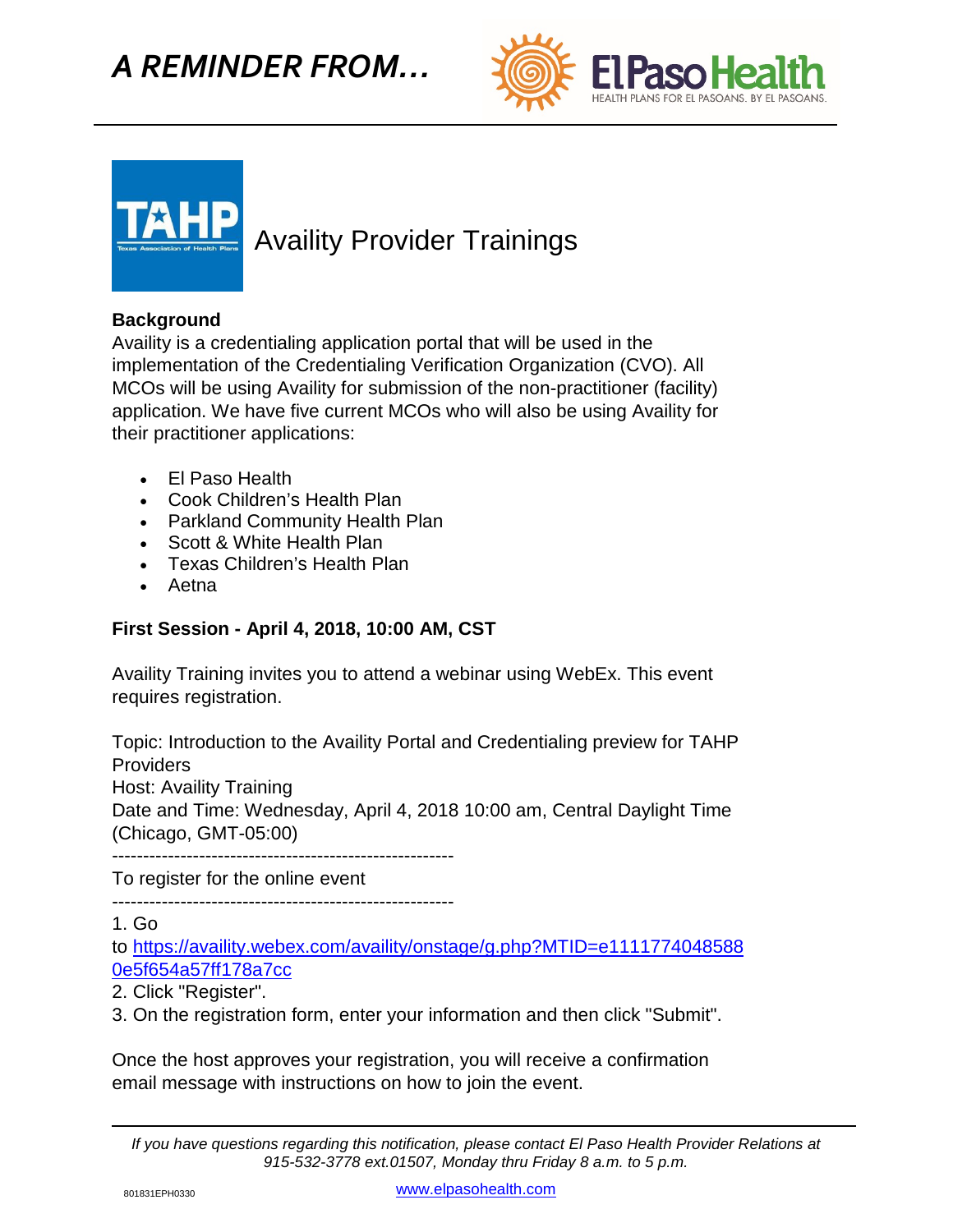# A REMINDER FROM...

El Paso Health
HEALTH PLANS FOR EL PASOANS. BY EL PASOANS.

TAHP
Texas Association of Health Plans

## Availity Provider Trainings

**Background**

Availity is a credentialing application portal that will be used in the implementation of the Credentialing Verification Organization (CVO). All MCOs will be using Availity for submission of the non-practitioner (facility) application. We have five current MCOs who will also be using Availity for their practitioner applications:

- El Paso Health
- Cook Children's Health Plan
- Parkland Community Health Plan
- Scott & White Health Plan
- Texas Children's Health Plan
- Aetna

**First Session - April 4, 2018, 10:00 AM, CST**

Availity Training invites you to attend a webinar using WebEx. This event requires registration.

Topic: Introduction to the Availity Portal and Credentialing preview for TAHP Providers
Host: Availity Training
Date and Time: Wednesday, April 4, 2018 10:00 am, Central Daylight Time (Chicago, GMT-05:00)

-------------------------------------------------------

To register for the online event

-------------------------------------------------------

1. Go to https://availity.webex.com/availity/onstage/g.php?MTID=e11117740485880e5f654a57ff178a7cc
2. Click "Register".
3. On the registration form, enter your information and then click "Submit".

Once the host approves your registration, you will receive a confirmation email message with instructions on how to join the event.

*If you have questions regarding this notification, please contact El Paso Health Provider Relations at 915-532-3778 ext.01507, Monday thru Friday 8 a.m. to 5 p.m.*

801831EPH0330

www.elpasohealth.com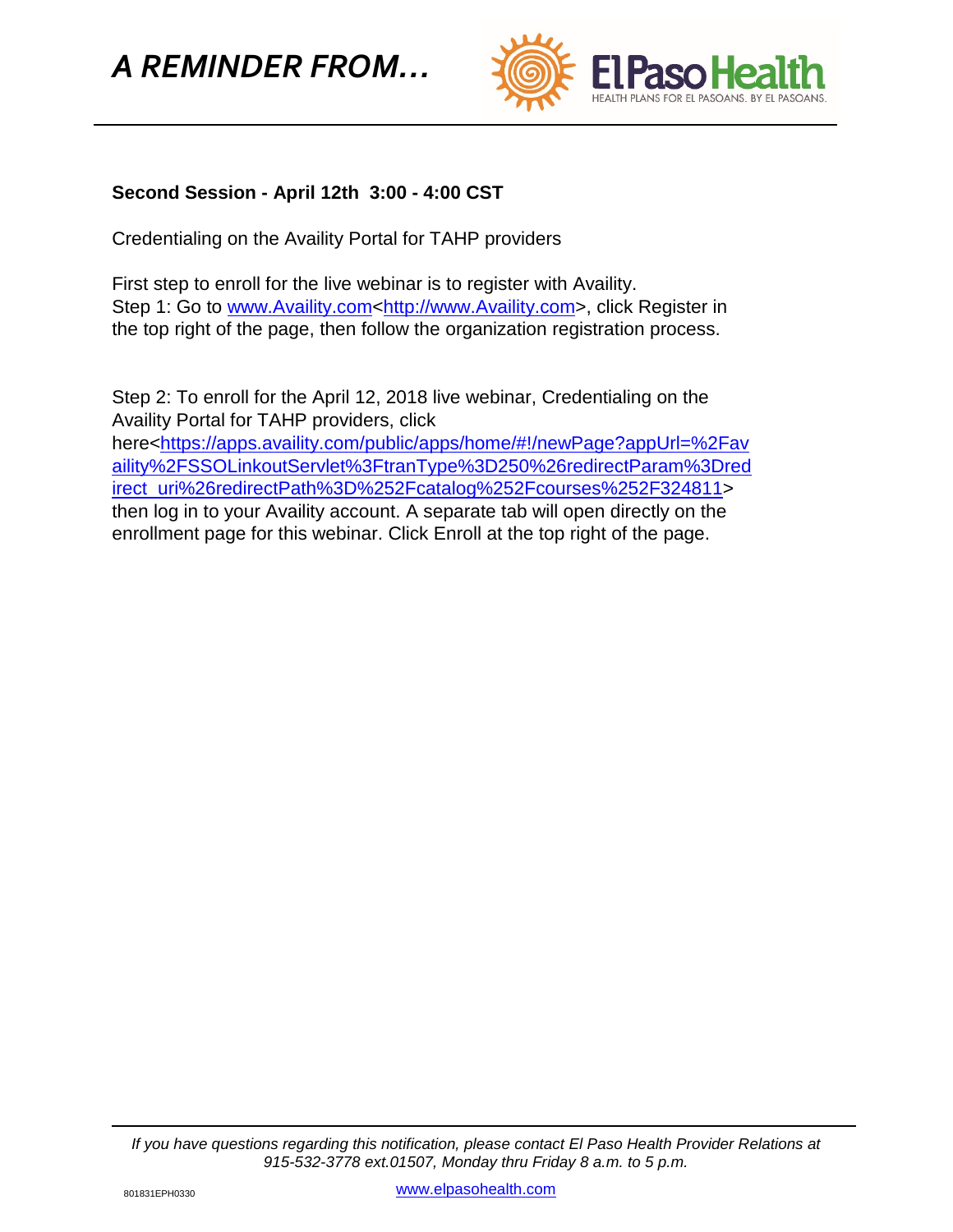# A REMINDER FROM...

**Second Session - April 12th 3:00 - 4:00 CST**

Credentialing on the Availity Portal for TAHP providers

First step to enroll for the live webinar is to register with Availity.
Step 1: Go to www.Availity.com<http://www.Availity.com>, click Register in the top right of the page, then follow the organization registration process.

Step 2: To enroll for the April 12, 2018 live webinar, Credentialing on the Availity Portal for TAHP providers, click here<https://apps.availity.com/public/apps/home/#!/newPage?appUrl=%2Favaility%2FSSOLinkoutServlet%3FtranType%3D250%26redirectParam%3Dredirect_uri%26redirectPath%3D%252Fcatalog%252Fcourses%252F324811> then log in to your Availity account. A separate tab will open directly on the enrollment page for this webinar. Click Enroll at the top right of the page.

*If you have questions regarding this notification, please contact El Paso Health Provider Relations at 915-532-3778 ext.01507, Monday thru Friday 8 a.m. to 5 p.m.*

801831EPH0330

www.elpasohealth.com